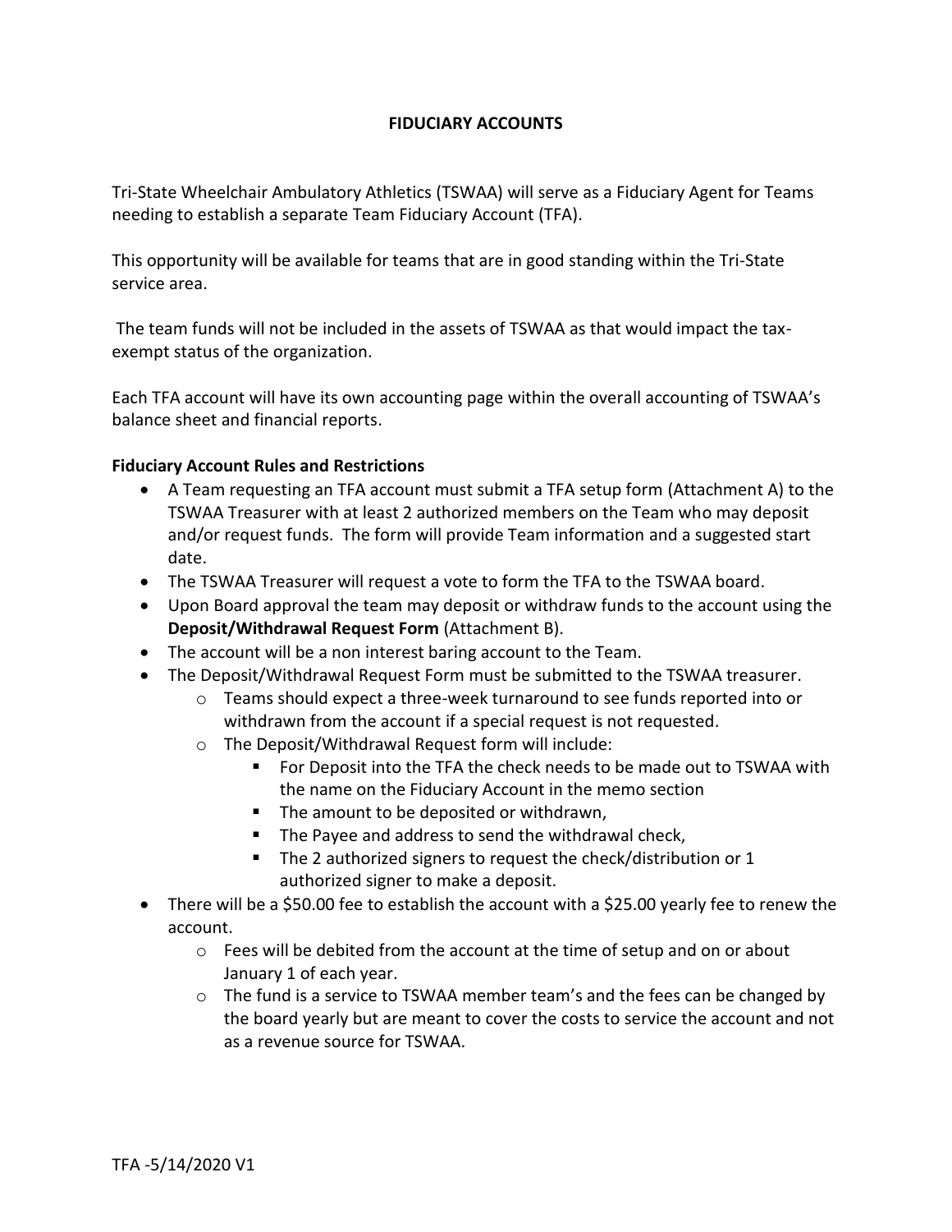# FIDUCIARY ACCOUNTS

Tri-State Wheelchair Ambulatory Athletics (TSWAA) will serve as a Fiduciary Agent for Teams needing to establish a separate Team Fiduciary Account (TFA).

This opportunity will be available for teams that are in good standing within the Tri-State service area.

The team funds will not be included in the assets of TSWAA as that would impact the tax-exempt status of the organization.

Each TFA account will have its own accounting page within the overall accounting of TSWAA's balance sheet and financial reports.

## Fiduciary Account Rules and Restrictions

- A Team requesting an TFA account must submit a TFA setup form (Attachment A) to the TSWAA Treasurer with at least 2 authorized members on the Team who may deposit and/or request funds. The form will provide Team information and a suggested start date.
- The TSWAA Treasurer will request a vote to form the TFA to the TSWAA board.
- Upon Board approval the team may deposit or withdraw funds to the account using the **Deposit/Withdrawal Request Form** (Attachment B).
- The account will be a non interest baring account to the Team.
- The Deposit/Withdrawal Request Form must be submitted to the TSWAA treasurer.
  - Teams should expect a three-week turnaround to see funds reported into or withdrawn from the account if a special request is not requested.
  - The Deposit/Withdrawal Request form will include:
    - For Deposit into the TFA the check needs to be made out to TSWAA with the name on the Fiduciary Account in the memo section
    - The amount to be deposited or withdrawn,
    - The Payee and address to send the withdrawal check,
    - The 2 authorized signers to request the check/distribution or 1 authorized signer to make a deposit.
- There will be a $50.00 fee to establish the account with a $25.00 yearly fee to renew the account.
  - Fees will be debited from the account at the time of setup and on or about January 1 of each year.
  - The fund is a service to TSWAA member team's and the fees can be changed by the board yearly but are meant to cover the costs to service the account and not as a revenue source for TSWAA.

TFA -5/14/2020 V1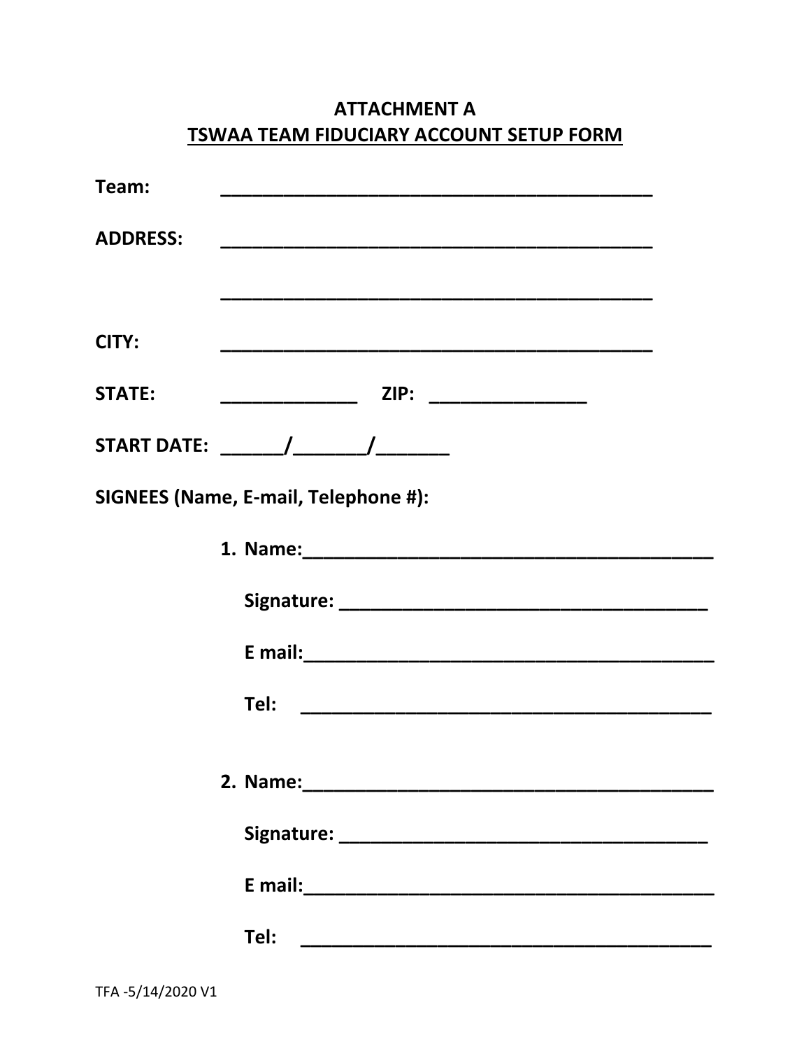# ATTACHMENT A

## TSWAA TEAM FIDUCIARY ACCOUNT SETUP FORM

**Team:** ____________________________________________

**ADDRESS:** ____________________________________________

____________________________________________

**CITY:** ____________________________________________

**STATE:** ______________ **ZIP:** ________________

**START DATE:** ______/_______/_______

**SIGNEES (Name, E-mail, Telephone #):**

1. **Name:**__________________________________________

   **Signature:** ______________________________________

   **E mail:**__________________________________________

   **Tel:** __________________________________________

2. **Name:**__________________________________________

   **Signature:** ______________________________________

   **E mail:**__________________________________________

   **Tel:** __________________________________________

TFA -5/14/2020 V1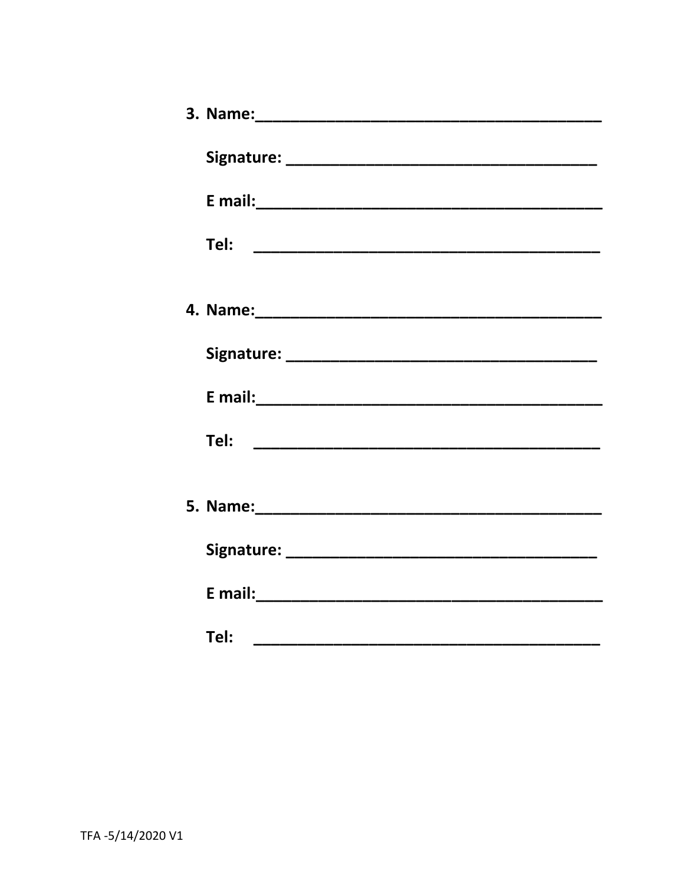3. **Name:\_\_\_\_\_\_\_\_\_\_\_\_\_\_\_\_\_\_\_\_\_\_\_\_\_\_\_\_\_\_\_\_\_\_\_\_\_\_\_\_**

   **Signature: \_\_\_\_\_\_\_\_\_\_\_\_\_\_\_\_\_\_\_\_\_\_\_\_\_\_\_\_\_\_\_\_\_\_\_\_**

   **E mail:\_\_\_\_\_\_\_\_\_\_\_\_\_\_\_\_\_\_\_\_\_\_\_\_\_\_\_\_\_\_\_\_\_\_\_\_\_\_\_\_**

   **Tel: \_\_\_\_\_\_\_\_\_\_\_\_\_\_\_\_\_\_\_\_\_\_\_\_\_\_\_\_\_\_\_\_\_\_\_\_\_\_\_\_**

4. **Name:\_\_\_\_\_\_\_\_\_\_\_\_\_\_\_\_\_\_\_\_\_\_\_\_\_\_\_\_\_\_\_\_\_\_\_\_\_\_\_\_**

   **Signature: \_\_\_\_\_\_\_\_\_\_\_\_\_\_\_\_\_\_\_\_\_\_\_\_\_\_\_\_\_\_\_\_\_\_\_\_**

   **E mail:\_\_\_\_\_\_\_\_\_\_\_\_\_\_\_\_\_\_\_\_\_\_\_\_\_\_\_\_\_\_\_\_\_\_\_\_\_\_\_\_**

   **Tel: \_\_\_\_\_\_\_\_\_\_\_\_\_\_\_\_\_\_\_\_\_\_\_\_\_\_\_\_\_\_\_\_\_\_\_\_\_\_\_\_**

5. **Name:\_\_\_\_\_\_\_\_\_\_\_\_\_\_\_\_\_\_\_\_\_\_\_\_\_\_\_\_\_\_\_\_\_\_\_\_\_\_\_\_**

   **Signature: \_\_\_\_\_\_\_\_\_\_\_\_\_\_\_\_\_\_\_\_\_\_\_\_\_\_\_\_\_\_\_\_\_\_\_\_**

   **E mail:\_\_\_\_\_\_\_\_\_\_\_\_\_\_\_\_\_\_\_\_\_\_\_\_\_\_\_\_\_\_\_\_\_\_\_\_\_\_\_\_**

   **Tel: \_\_\_\_\_\_\_\_\_\_\_\_\_\_\_\_\_\_\_\_\_\_\_\_\_\_\_\_\_\_\_\_\_\_\_\_\_\_\_\_**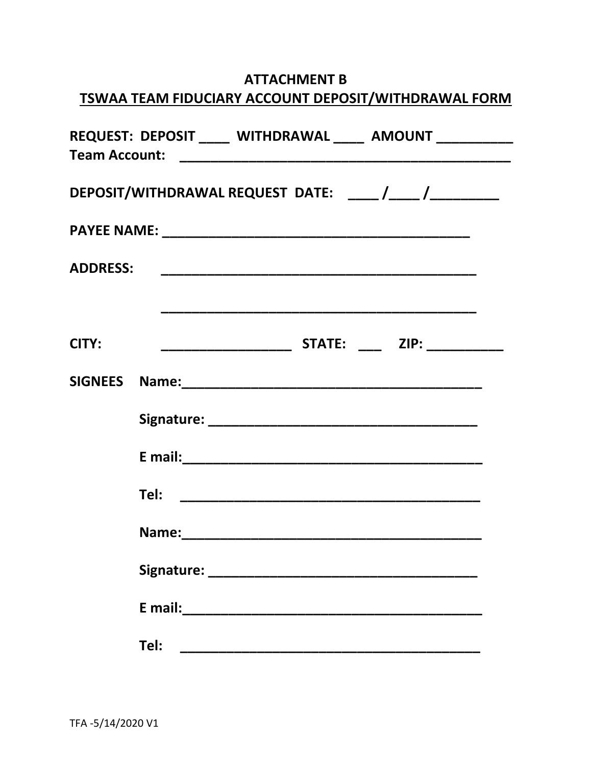## ATTACHMENT B

## TSWAA TEAM FIDUCIARY ACCOUNT DEPOSIT/WITHDRAWAL FORM

**REQUEST: DEPOSIT ____ WITHDRAWAL ____ AMOUNT __________**

**Team Account: _____________________________________________**

**DEPOSIT/WITHDRAWAL REQUEST DATE: ____ /____ /_________**

**PAYEE NAME: _________________________________________**

**ADDRESS: __________________________________________**

**__________________________________________**

**CITY: _________________ STATE: ___ ZIP: __________**

**SIGNEES Name:________________________________________**

**Signature: ___________________________________**

**E mail:________________________________________**

**Tel: ________________________________________**

**Name:________________________________________**

**Signature: ___________________________________**

**E mail:________________________________________**

**Tel: ________________________________________**

TFA -5/14/2020 V1